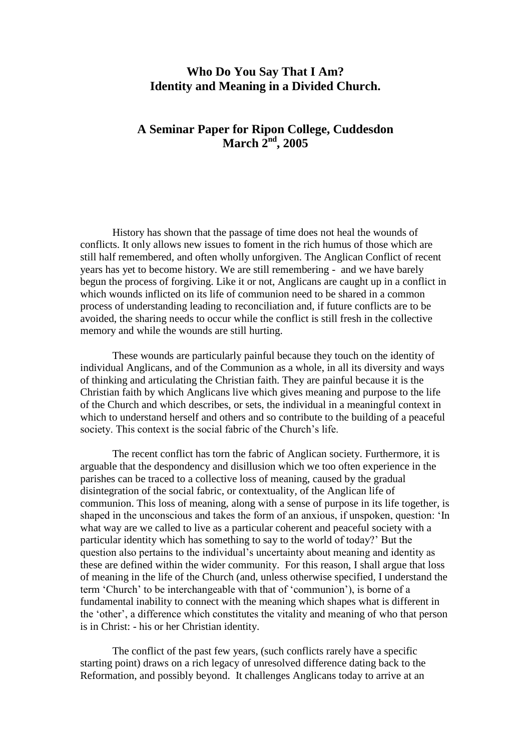# Who Do You Say That I Am?
# Identity and Meaning in a Divided Church.

## A Seminar Paper for Ripon College, Cuddesdon
## March 2nd, 2005

History has shown that the passage of time does not heal the wounds of conflicts. It only allows new issues to foment in the rich humus of those which are still half remembered, and often wholly unforgiven. The Anglican Conflict of recent years has yet to become history. We are still remembering - and we have barely begun the process of forgiving. Like it or not, Anglicans are caught up in a conflict in which wounds inflicted on its life of communion need to be shared in a common process of understanding leading to reconciliation and, if future conflicts are to be avoided, the sharing needs to occur while the conflict is still fresh in the collective memory and while the wounds are still hurting.

These wounds are particularly painful because they touch on the identity of individual Anglicans, and of the Communion as a whole, in all its diversity and ways of thinking and articulating the Christian faith. They are painful because it is the Christian faith by which Anglicans live which gives meaning and purpose to the life of the Church and which describes, or sets, the individual in a meaningful context in which to understand herself and others and so contribute to the building of a peaceful society. This context is the social fabric of the Church's life.

The recent conflict has torn the fabric of Anglican society. Furthermore, it is arguable that the despondency and disillusion which we too often experience in the parishes can be traced to a collective loss of meaning, caused by the gradual disintegration of the social fabric, or contextuality, of the Anglican life of communion. This loss of meaning, along with a sense of purpose in its life together, is shaped in the unconscious and takes the form of an anxious, if unspoken, question: 'In what way are we called to live as a particular coherent and peaceful society with a particular identity which has something to say to the world of today?' But the question also pertains to the individual's uncertainty about meaning and identity as these are defined within the wider community. For this reason, I shall argue that loss of meaning in the life of the Church (and, unless otherwise specified, I understand the term 'Church' to be interchangeable with that of 'communion'), is borne of a fundamental inability to connect with the meaning which shapes what is different in the 'other', a difference which constitutes the vitality and meaning of who that person is in Christ: - his or her Christian identity.

The conflict of the past few years, (such conflicts rarely have a specific starting point) draws on a rich legacy of unresolved difference dating back to the Reformation, and possibly beyond. It challenges Anglicans today to arrive at an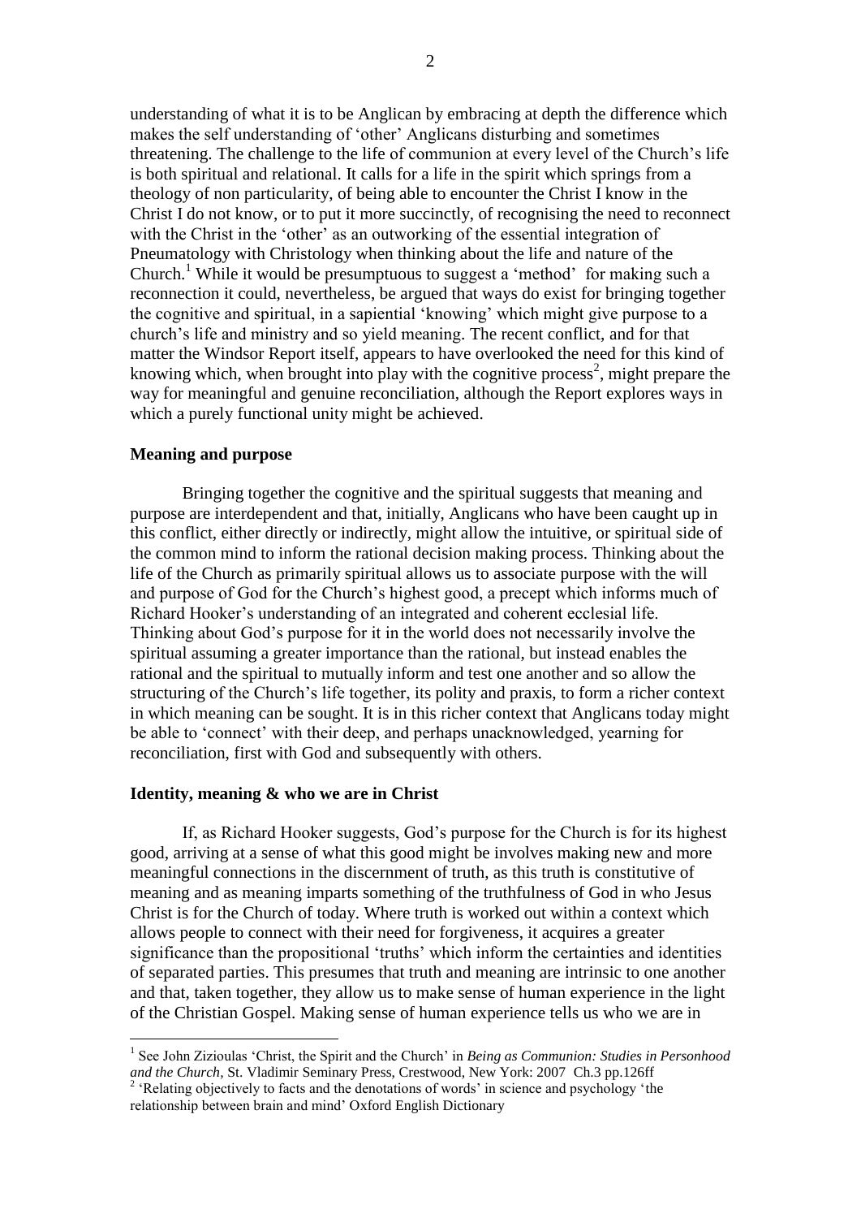understanding of what it is to be Anglican by embracing at depth the difference which makes the self understanding of 'other' Anglicans disturbing and sometimes threatening. The challenge to the life of communion at every level of the Church's life is both spiritual and relational. It calls for a life in the spirit which springs from a theology of non particularity, of being able to encounter the Christ I know in the Christ I do not know, or to put it more succinctly, of recognising the need to reconnect with the Christ in the 'other' as an outworking of the essential integration of Pneumatology with Christology when thinking about the life and nature of the Church.[1] While it would be presumptuous to suggest a 'method' for making such a reconnection it could, nevertheless, be argued that ways do exist for bringing together the cognitive and spiritual, in a sapiential 'knowing' which might give purpose to a church's life and ministry and so yield meaning. The recent conflict, and for that matter the Windsor Report itself, appears to have overlooked the need for this kind of knowing which, when brought into play with the cognitive process[2], might prepare the way for meaningful and genuine reconciliation, although the Report explores ways in which a purely functional unity might be achieved.

**Meaning and purpose**

Bringing together the cognitive and the spiritual suggests that meaning and purpose are interdependent and that, initially, Anglicans who have been caught up in this conflict, either directly or indirectly, might allow the intuitive, or spiritual side of the common mind to inform the rational decision making process. Thinking about the life of the Church as primarily spiritual allows us to associate purpose with the will and purpose of God for the Church's highest good, a precept which informs much of Richard Hooker's understanding of an integrated and coherent ecclesial life. Thinking about God's purpose for it in the world does not necessarily involve the spiritual assuming a greater importance than the rational, but instead enables the rational and the spiritual to mutually inform and test one another and so allow the structuring of the Church's life together, its polity and praxis, to form a richer context in which meaning can be sought. It is in this richer context that Anglicans today might be able to 'connect' with their deep, and perhaps unacknowledged, yearning for reconciliation, first with God and subsequently with others.

**Identity, meaning & who we are in Christ**

If, as Richard Hooker suggests, God's purpose for the Church is for its highest good, arriving at a sense of what this good might be involves making new and more meaningful connections in the discernment of truth, as this truth is constitutive of meaning and as meaning imparts something of the truthfulness of God in who Jesus Christ is for the Church of today. Where truth is worked out within a context which allows people to connect with their need for forgiveness, it acquires a greater significance than the propositional 'truths' which inform the certainties and identities of separated parties. This presumes that truth and meaning are intrinsic to one another and that, taken together, they allow us to make sense of human experience in the light of the Christian Gospel. Making sense of human experience tells us who we are in

---

[1] See John Zizioulas 'Christ, the Spirit and the Church' in *Being as Communion: Studies in Personhood and the Church*, St. Vladimir Seminary Press, Crestwood, New York: 2007 Ch.3 pp.126ff

[2] 'Relating objectively to facts and the denotations of words' in science and psychology 'the relationship between brain and mind' Oxford English Dictionary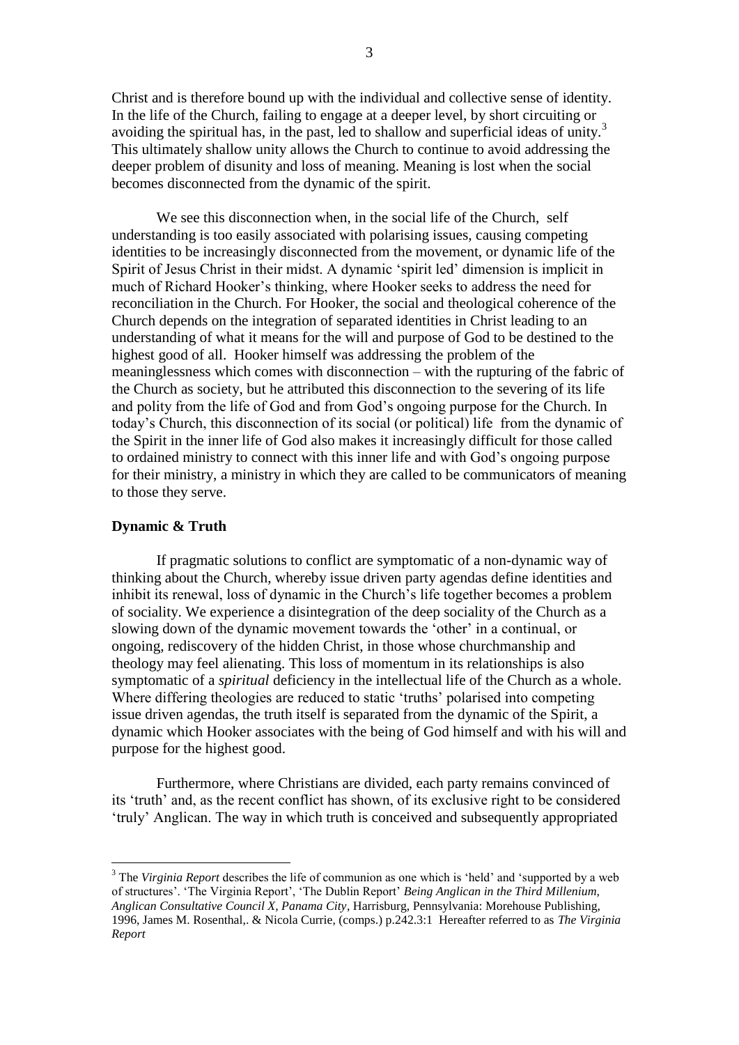Christ and is therefore bound up with the individual and collective sense of identity. In the life of the Church, failing to engage at a deeper level, by short circuiting or avoiding the spiritual has, in the past, led to shallow and superficial ideas of unity.[3] This ultimately shallow unity allows the Church to continue to avoid addressing the deeper problem of disunity and loss of meaning. Meaning is lost when the social becomes disconnected from the dynamic of the spirit.

We see this disconnection when, in the social life of the Church, self understanding is too easily associated with polarising issues, causing competing identities to be increasingly disconnected from the movement, or dynamic life of the Spirit of Jesus Christ in their midst. A dynamic 'spirit led' dimension is implicit in much of Richard Hooker's thinking, where Hooker seeks to address the need for reconciliation in the Church. For Hooker, the social and theological coherence of the Church depends on the integration of separated identities in Christ leading to an understanding of what it means for the will and purpose of God to be destined to the highest good of all. Hooker himself was addressing the problem of the meaninglessness which comes with disconnection – with the rupturing of the fabric of the Church as society, but he attributed this disconnection to the severing of its life and polity from the life of God and from God's ongoing purpose for the Church. In today's Church, this disconnection of its social (or political) life from the dynamic of the Spirit in the inner life of God also makes it increasingly difficult for those called to ordained ministry to connect with this inner life and with God's ongoing purpose for their ministry, a ministry in which they are called to be communicators of meaning to those they serve.

**Dynamic & Truth**

If pragmatic solutions to conflict are symptomatic of a non-dynamic way of thinking about the Church, whereby issue driven party agendas define identities and inhibit its renewal, loss of dynamic in the Church's life together becomes a problem of sociality. We experience a disintegration of the deep sociality of the Church as a slowing down of the dynamic movement towards the 'other' in a continual, or ongoing, rediscovery of the hidden Christ, in those whose churchmanship and theology may feel alienating. This loss of momentum in its relationships is also symptomatic of a *spiritual* deficiency in the intellectual life of the Church as a whole. Where differing theologies are reduced to static 'truths' polarised into competing issue driven agendas, the truth itself is separated from the dynamic of the Spirit, a dynamic which Hooker associates with the being of God himself and with his will and purpose for the highest good.

Furthermore, where Christians are divided, each party remains convinced of its 'truth' and, as the recent conflict has shown, of its exclusive right to be considered 'truly' Anglican. The way in which truth is conceived and subsequently appropriated

---

[3] The *Virginia Report* describes the life of communion as one which is 'held' and 'supported by a web of structures'. 'The Virginia Report', 'The Dublin Report' *Being Anglican in the Third Millenium, Anglican Consultative Council X, Panama City*, Harrisburg, Pennsylvania: Morehouse Publishing, 1996, James M. Rosenthal,. & Nicola Currie, (comps.) p.242.3:1 Hereafter referred to as *The Virginia Report*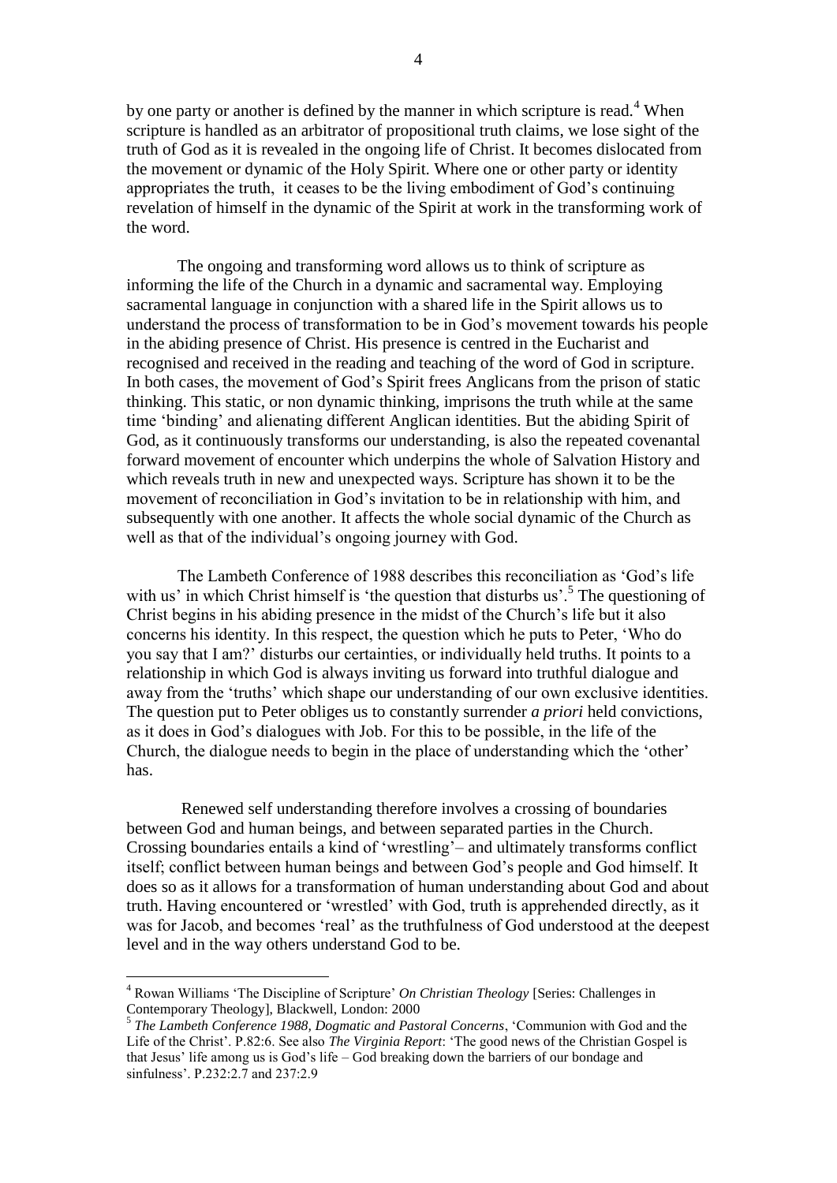by one party or another is defined by the manner in which scripture is read.[4] When scripture is handled as an arbitrator of propositional truth claims, we lose sight of the truth of God as it is revealed in the ongoing life of Christ. It becomes dislocated from the movement or dynamic of the Holy Spirit. Where one or other party or identity appropriates the truth, it ceases to be the living embodiment of God's continuing revelation of himself in the dynamic of the Spirit at work in the transforming work of the word.

The ongoing and transforming word allows us to think of scripture as informing the life of the Church in a dynamic and sacramental way. Employing sacramental language in conjunction with a shared life in the Spirit allows us to understand the process of transformation to be in God's movement towards his people in the abiding presence of Christ. His presence is centred in the Eucharist and recognised and received in the reading and teaching of the word of God in scripture. In both cases, the movement of God's Spirit frees Anglicans from the prison of static thinking. This static, or non dynamic thinking, imprisons the truth while at the same time 'binding' and alienating different Anglican identities. But the abiding Spirit of God, as it continuously transforms our understanding, is also the repeated covenantal forward movement of encounter which underpins the whole of Salvation History and which reveals truth in new and unexpected ways. Scripture has shown it to be the movement of reconciliation in God's invitation to be in relationship with him, and subsequently with one another. It affects the whole social dynamic of the Church as well as that of the individual's ongoing journey with God.

The Lambeth Conference of 1988 describes this reconciliation as 'God's life with us' in which Christ himself is 'the question that disturbs us'.[5] The questioning of Christ begins in his abiding presence in the midst of the Church's life but it also concerns his identity. In this respect, the question which he puts to Peter, 'Who do you say that I am?' disturbs our certainties, or individually held truths. It points to a relationship in which God is always inviting us forward into truthful dialogue and away from the 'truths' which shape our understanding of our own exclusive identities. The question put to Peter obliges us to constantly surrender *a priori* held convictions, as it does in God's dialogues with Job. For this to be possible, in the life of the Church, the dialogue needs to begin in the place of understanding which the 'other' has.

Renewed self understanding therefore involves a crossing of boundaries between God and human beings, and between separated parties in the Church. Crossing boundaries entails a kind of 'wrestling'– and ultimately transforms conflict itself; conflict between human beings and between God's people and God himself. It does so as it allows for a transformation of human understanding about God and about truth. Having encountered or 'wrestled' with God, truth is apprehended directly, as it was for Jacob, and becomes 'real' as the truthfulness of God understood at the deepest level and in the way others understand God to be.

---

[4] Rowan Williams 'The Discipline of Scripture' *On Christian Theology* [Series: Challenges in Contemporary Theology], Blackwell, London: 2000

[5] *The Lambeth Conference 1988, Dogmatic and Pastoral Concerns*, 'Communion with God and the Life of the Christ'. P.82:6. See also *The Virginia Report*: 'The good news of the Christian Gospel is that Jesus' life among us is God's life – God breaking down the barriers of our bondage and sinfulness'. P.232:2.7 and 237:2.9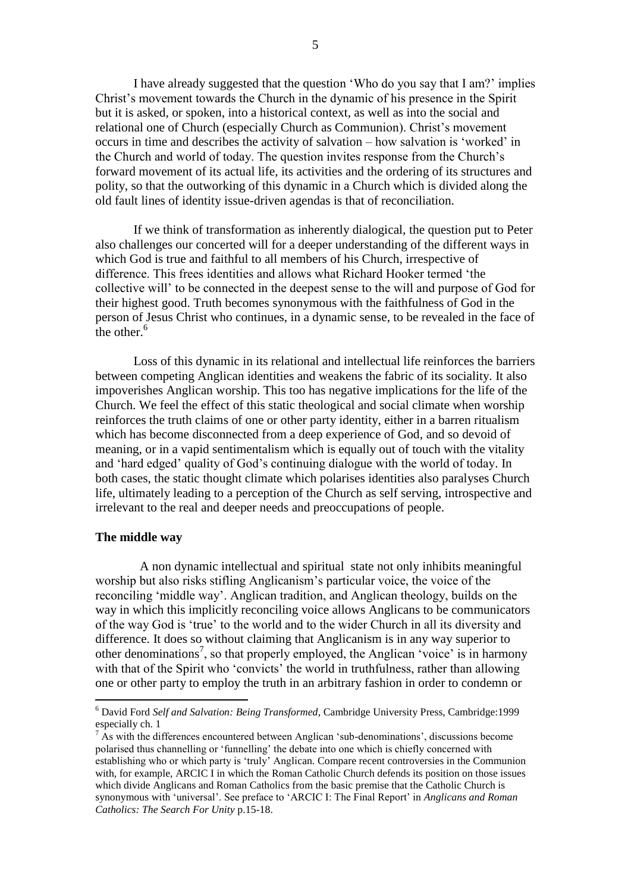I have already suggested that the question 'Who do you say that I am?' implies Christ's movement towards the Church in the dynamic of his presence in the Spirit but it is asked, or spoken, into a historical context, as well as into the social and relational one of Church (especially Church as Communion). Christ's movement occurs in time and describes the activity of salvation – how salvation is 'worked' in the Church and world of today. The question invites response from the Church's forward movement of its actual life, its activities and the ordering of its structures and polity, so that the outworking of this dynamic in a Church which is divided along the old fault lines of identity issue-driven agendas is that of reconciliation.

If we think of transformation as inherently dialogical, the question put to Peter also challenges our concerted will for a deeper understanding of the different ways in which God is true and faithful to all members of his Church, irrespective of difference. This frees identities and allows what Richard Hooker termed 'the collective will' to be connected in the deepest sense to the will and purpose of God for their highest good. Truth becomes synonymous with the faithfulness of God in the person of Jesus Christ who continues, in a dynamic sense, to be revealed in the face of the other.[6]

Loss of this dynamic in its relational and intellectual life reinforces the barriers between competing Anglican identities and weakens the fabric of its sociality. It also impoverishes Anglican worship. This too has negative implications for the life of the Church. We feel the effect of this static theological and social climate when worship reinforces the truth claims of one or other party identity, either in a barren ritualism which has become disconnected from a deep experience of God, and so devoid of meaning, or in a vapid sentimentalism which is equally out of touch with the vitality and 'hard edged' quality of God's continuing dialogue with the world of today. In both cases, the static thought climate which polarises identities also paralyses Church life, ultimately leading to a perception of the Church as self serving, introspective and irrelevant to the real and deeper needs and preoccupations of people.

**The middle way**

A non dynamic intellectual and spiritual state not only inhibits meaningful worship but also risks stifling Anglicanism's particular voice, the voice of the reconciling 'middle way'. Anglican tradition, and Anglican theology, builds on the way in which this implicitly reconciling voice allows Anglicans to be communicators of the way God is 'true' to the world and to the wider Church in all its diversity and difference. It does so without claiming that Anglicanism is in any way superior to other denominations[7], so that properly employed, the Anglican 'voice' is in harmony with that of the Spirit who 'convicts' the world in truthfulness, rather than allowing one or other party to employ the truth in an arbitrary fashion in order to condemn or

---

[6] David Ford *Self and Salvation: Being Transformed*, Cambridge University Press, Cambridge:1999 especially ch. 1

[7] As with the differences encountered between Anglican 'sub-denominations', discussions become polarised thus channelling or 'funnelling' the debate into one which is chiefly concerned with establishing who or which party is 'truly' Anglican. Compare recent controversies in the Communion with, for example, ARCIC I in which the Roman Catholic Church defends its position on those issues which divide Anglicans and Roman Catholics from the basic premise that the Catholic Church is synonymous with 'universal'. See preface to 'ARCIC I: The Final Report' in *Anglicans and Roman Catholics: The Search For Unity* p.15-18.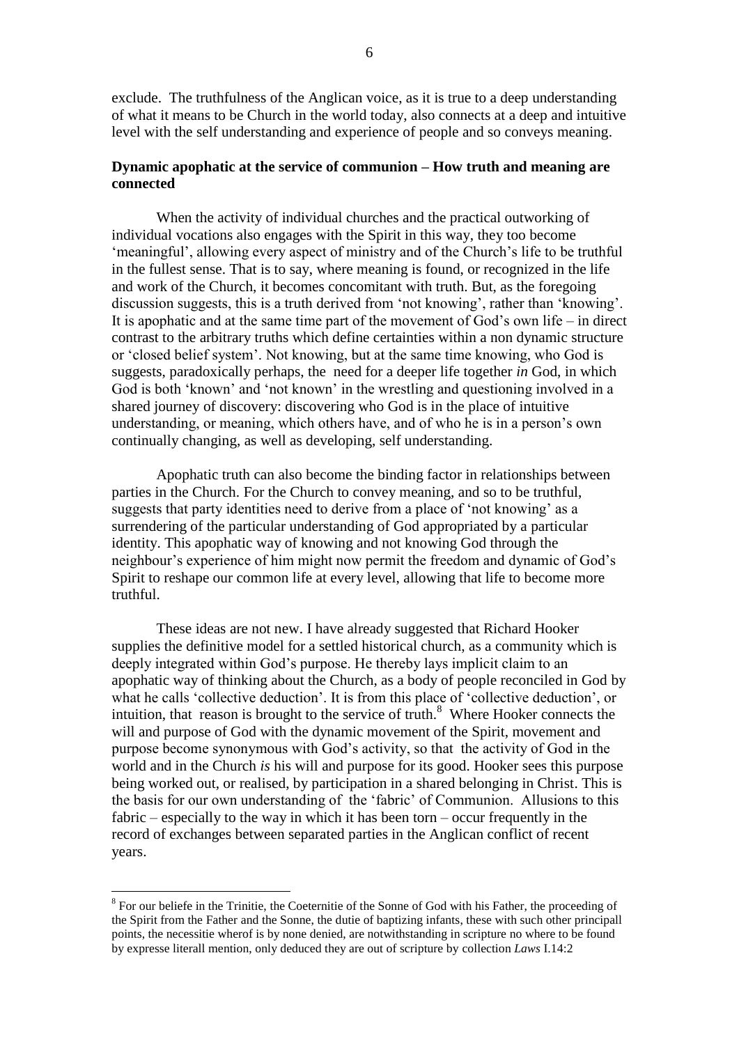exclude. The truthfulness of the Anglican voice, as it is true to a deep understanding of what it means to be Church in the world today, also connects at a deep and intuitive level with the self understanding and experience of people and so conveys meaning.

**Dynamic apophatic at the service of communion – How truth and meaning are connected**

When the activity of individual churches and the practical outworking of individual vocations also engages with the Spirit in this way, they too become 'meaningful', allowing every aspect of ministry and of the Church's life to be truthful in the fullest sense. That is to say, where meaning is found, or recognized in the life and work of the Church, it becomes concomitant with truth. But, as the foregoing discussion suggests, this is a truth derived from 'not knowing', rather than 'knowing'. It is apophatic and at the same time part of the movement of God's own life – in direct contrast to the arbitrary truths which define certainties within a non dynamic structure or 'closed belief system'. Not knowing, but at the same time knowing, who God is suggests, paradoxically perhaps, the need for a deeper life together *in* God, in which God is both 'known' and 'not known' in the wrestling and questioning involved in a shared journey of discovery: discovering who God is in the place of intuitive understanding, or meaning, which others have, and of who he is in a person's own continually changing, as well as developing, self understanding.

Apophatic truth can also become the binding factor in relationships between parties in the Church. For the Church to convey meaning, and so to be truthful, suggests that party identities need to derive from a place of 'not knowing' as a surrendering of the particular understanding of God appropriated by a particular identity. This apophatic way of knowing and not knowing God through the neighbour's experience of him might now permit the freedom and dynamic of God's Spirit to reshape our common life at every level, allowing that life to become more truthful.

These ideas are not new. I have already suggested that Richard Hooker supplies the definitive model for a settled historical church, as a community which is deeply integrated within God's purpose. He thereby lays implicit claim to an apophatic way of thinking about the Church, as a body of people reconciled in God by what he calls 'collective deduction'. It is from this place of 'collective deduction', or intuition, that reason is brought to the service of truth.[8] Where Hooker connects the will and purpose of God with the dynamic movement of the Spirit, movement and purpose become synonymous with God's activity, so that the activity of God in the world and in the Church *is* his will and purpose for its good. Hooker sees this purpose being worked out, or realised, by participation in a shared belonging in Christ. This is the basis for our own understanding of the 'fabric' of Communion. Allusions to this fabric – especially to the way in which it has been torn – occur frequently in the record of exchanges between separated parties in the Anglican conflict of recent years.

---

[8] For our beliefe in the Trinitie, the Coeternitie of the Sonne of God with his Father, the proceeding of the Spirit from the Father and the Sonne, the dutie of baptizing infants, these with such other principall points, the necessitie wherof is by none denied, are notwithstanding in scripture no where to be found by expresse literall mention, only deduced they are out of scripture by collection *Laws* I.14:2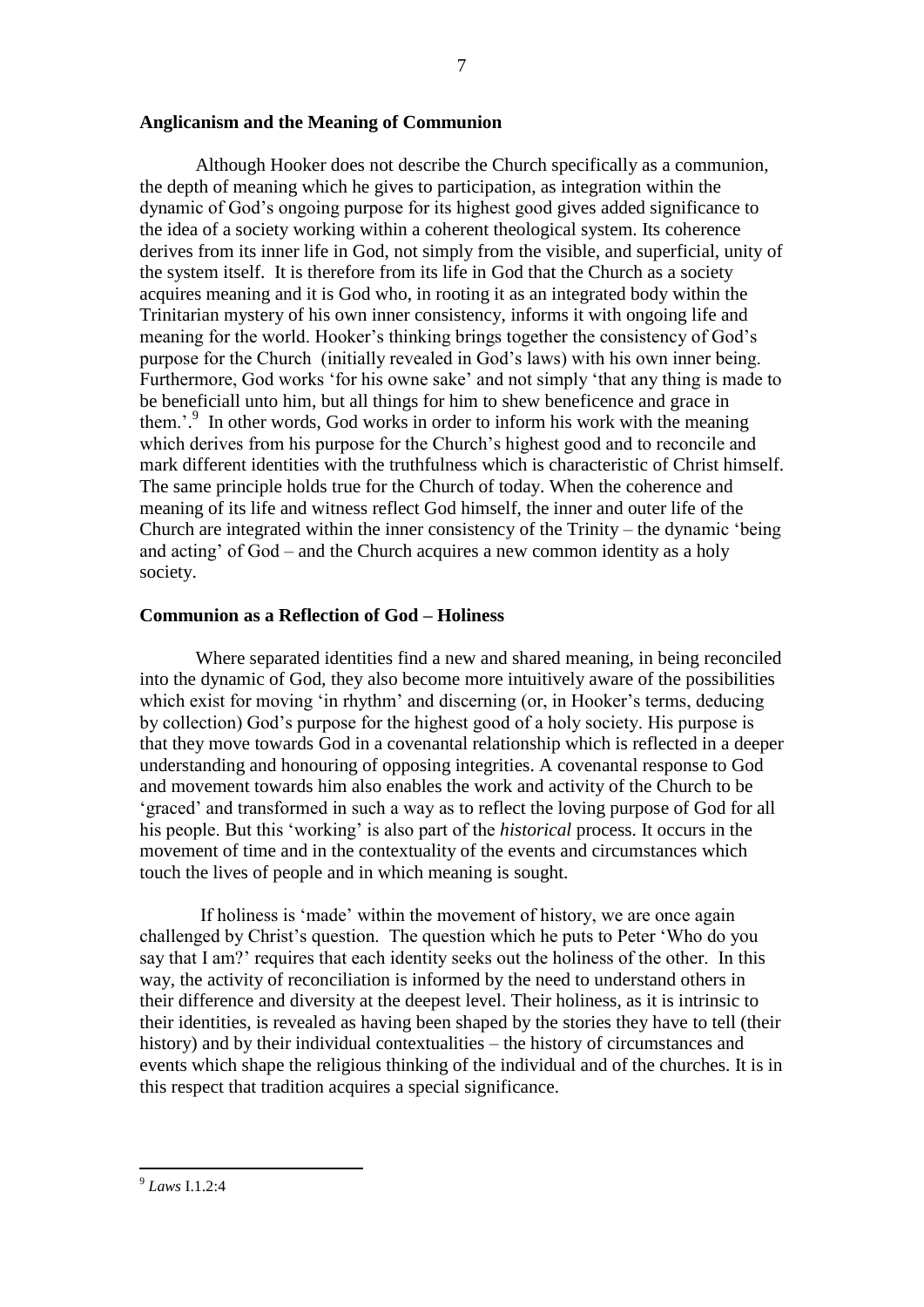## Anglicanism and the Meaning of Communion

Although Hooker does not describe the Church specifically as a communion, the depth of meaning which he gives to participation, as integration within the dynamic of God's ongoing purpose for its highest good gives added significance to the idea of a society working within a coherent theological system. Its coherence derives from its inner life in God, not simply from the visible, and superficial, unity of the system itself. It is therefore from its life in God that the Church as a society acquires meaning and it is God who, in rooting it as an integrated body within the Trinitarian mystery of his own inner consistency, informs it with ongoing life and meaning for the world. Hooker's thinking brings together the consistency of God's purpose for the Church (initially revealed in God's laws) with his own inner being. Furthermore, God works 'for his owne sake' and not simply 'that any thing is made to be beneficiall unto him, but all things for him to shew beneficence and grace in them.'.[9] In other words, God works in order to inform his work with the meaning which derives from his purpose for the Church's highest good and to reconcile and mark different identities with the truthfulness which is characteristic of Christ himself. The same principle holds true for the Church of today. When the coherence and meaning of its life and witness reflect God himself, the inner and outer life of the Church are integrated within the inner consistency of the Trinity – the dynamic 'being and acting' of God – and the Church acquires a new common identity as a holy society.

## Communion as a Reflection of God – Holiness

Where separated identities find a new and shared meaning, in being reconciled into the dynamic of God, they also become more intuitively aware of the possibilities which exist for moving 'in rhythm' and discerning (or, in Hooker's terms, deducing by collection) God's purpose for the highest good of a holy society. His purpose is that they move towards God in a covenantal relationship which is reflected in a deeper understanding and honouring of opposing integrities. A covenantal response to God and movement towards him also enables the work and activity of the Church to be 'graced' and transformed in such a way as to reflect the loving purpose of God for all his people. But this 'working' is also part of the *historical* process. It occurs in the movement of time and in the contextuality of the events and circumstances which touch the lives of people and in which meaning is sought.

If holiness is 'made' within the movement of history, we are once again challenged by Christ's question. The question which he puts to Peter 'Who do you say that I am?' requires that each identity seeks out the holiness of the other. In this way, the activity of reconciliation is informed by the need to understand others in their difference and diversity at the deepest level. Their holiness, as it is intrinsic to their identities, is revealed as having been shaped by the stories they have to tell (their history) and by their individual contextualities – the history of circumstances and events which shape the religious thinking of the individual and of the churches. It is in this respect that tradition acquires a special significance.

---

[9] *Laws* I.1.2:4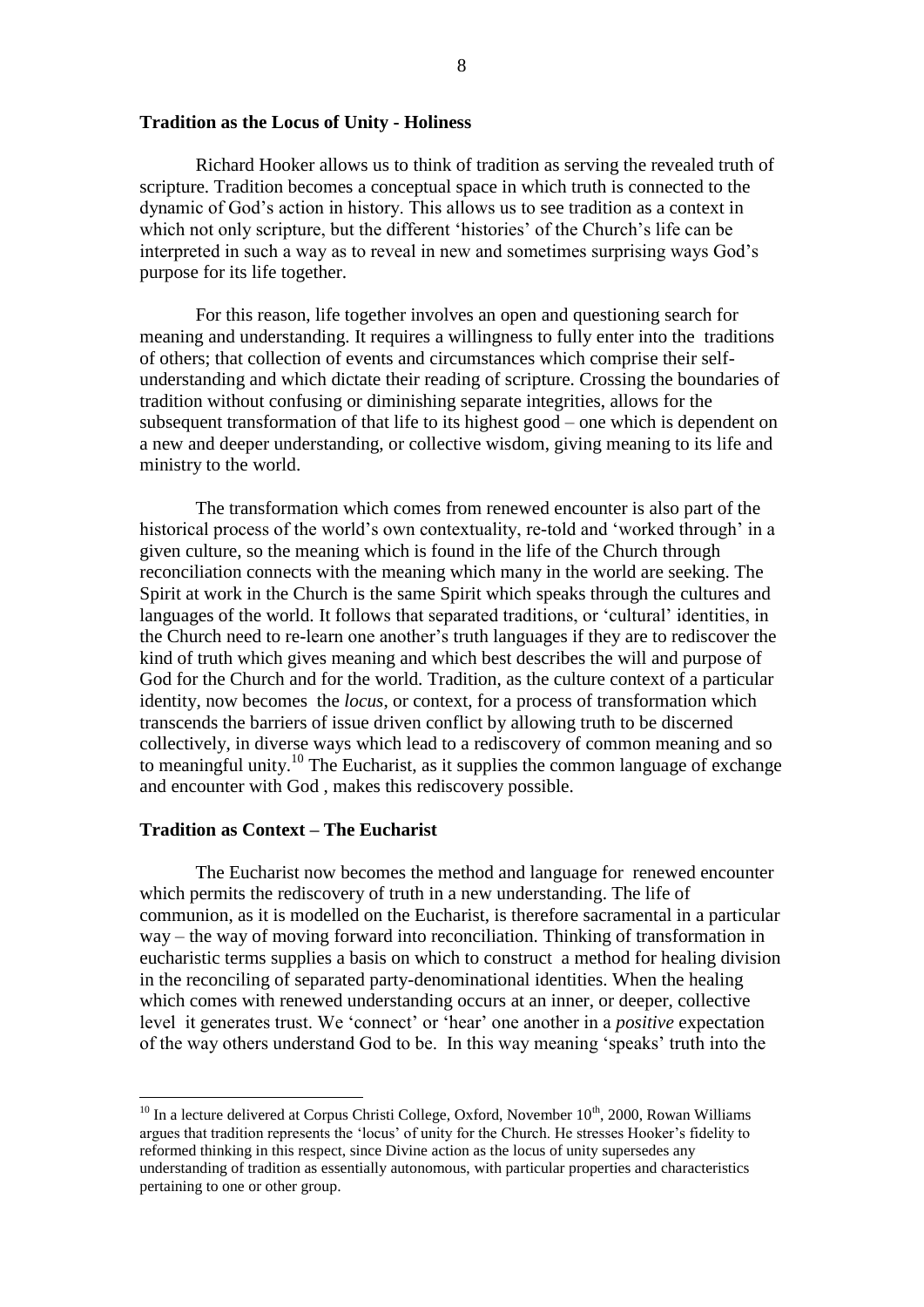## Tradition as the Locus of Unity - Holiness

Richard Hooker allows us to think of tradition as serving the revealed truth of scripture. Tradition becomes a conceptual space in which truth is connected to the dynamic of God's action in history. This allows us to see tradition as a context in which not only scripture, but the different 'histories' of the Church's life can be interpreted in such a way as to reveal in new and sometimes surprising ways God's purpose for its life together.

For this reason, life together involves an open and questioning search for meaning and understanding. It requires a willingness to fully enter into the traditions of others; that collection of events and circumstances which comprise their self-understanding and which dictate their reading of scripture. Crossing the boundaries of tradition without confusing or diminishing separate integrities, allows for the subsequent transformation of that life to its highest good – one which is dependent on a new and deeper understanding, or collective wisdom, giving meaning to its life and ministry to the world.

The transformation which comes from renewed encounter is also part of the historical process of the world's own contextuality, re-told and 'worked through' in a given culture, so the meaning which is found in the life of the Church through reconciliation connects with the meaning which many in the world are seeking. The Spirit at work in the Church is the same Spirit which speaks through the cultures and languages of the world. It follows that separated traditions, or 'cultural' identities, in the Church need to re-learn one another's truth languages if they are to rediscover the kind of truth which gives meaning and which best describes the will and purpose of God for the Church and for the world. Tradition, as the culture context of a particular identity, now becomes the *locus*, or context, for a process of transformation which transcends the barriers of issue driven conflict by allowing truth to be discerned collectively, in diverse ways which lead to a rediscovery of common meaning and so to meaningful unity.[10] The Eucharist, as it supplies the common language of exchange and encounter with God , makes this rediscovery possible.

## Tradition as Context – The Eucharist

The Eucharist now becomes the method and language for renewed encounter which permits the rediscovery of truth in a new understanding. The life of communion, as it is modelled on the Eucharist, is therefore sacramental in a particular way – the way of moving forward into reconciliation. Thinking of transformation in eucharistic terms supplies a basis on which to construct a method for healing division in the reconciling of separated party-denominational identities. When the healing which comes with renewed understanding occurs at an inner, or deeper, collective level it generates trust. We 'connect' or 'hear' one another in a *positive* expectation of the way others understand God to be. In this way meaning 'speaks' truth into the

---

[10] In a lecture delivered at Corpus Christi College, Oxford, November 10th, 2000, Rowan Williams argues that tradition represents the 'locus' of unity for the Church. He stresses Hooker's fidelity to reformed thinking in this respect, since Divine action as the locus of unity supersedes any understanding of tradition as essentially autonomous, with particular properties and characteristics pertaining to one or other group.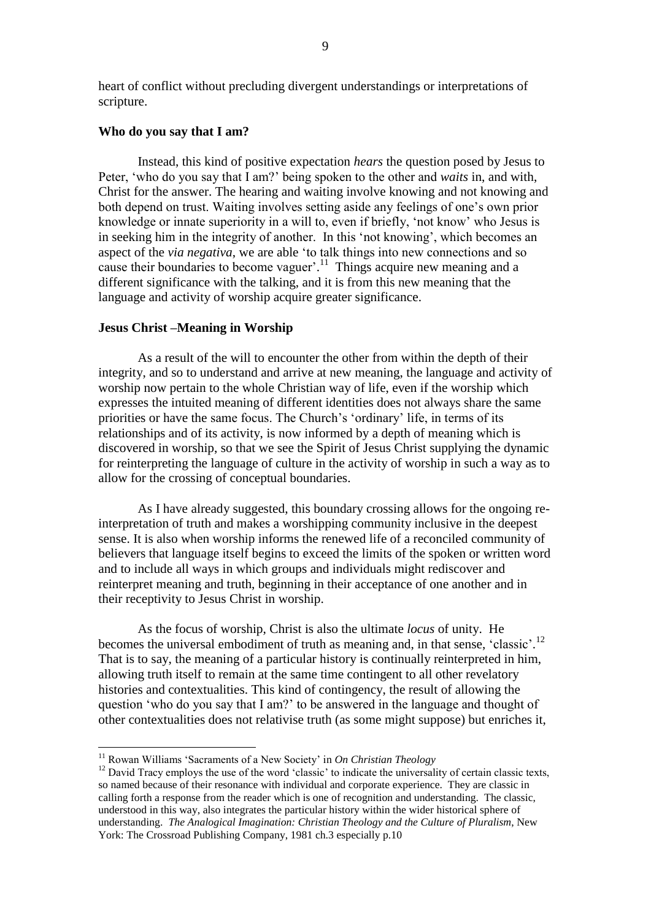heart of conflict without precluding divergent understandings or interpretations of scripture.

**Who do you say that I am?**

Instead, this kind of positive expectation *hears* the question posed by Jesus to Peter, 'who do you say that I am?' being spoken to the other and *waits* in, and with, Christ for the answer. The hearing and waiting involve knowing and not knowing and both depend on trust. Waiting involves setting aside any feelings of one's own prior knowledge or innate superiority in a will to, even if briefly, 'not know' who Jesus is in seeking him in the integrity of another. In this 'not knowing', which becomes an aspect of the *via negativa*, we are able 'to talk things into new connections and so cause their boundaries to become vaguer'.[11] Things acquire new meaning and a different significance with the talking, and it is from this new meaning that the language and activity of worship acquire greater significance.

**Jesus Christ –Meaning in Worship**

As a result of the will to encounter the other from within the depth of their integrity, and so to understand and arrive at new meaning, the language and activity of worship now pertain to the whole Christian way of life, even if the worship which expresses the intuited meaning of different identities does not always share the same priorities or have the same focus. The Church's 'ordinary' life, in terms of its relationships and of its activity, is now informed by a depth of meaning which is discovered in worship, so that we see the Spirit of Jesus Christ supplying the dynamic for reinterpreting the language of culture in the activity of worship in such a way as to allow for the crossing of conceptual boundaries.

As I have already suggested, this boundary crossing allows for the ongoing re-interpretation of truth and makes a worshipping community inclusive in the deepest sense. It is also when worship informs the renewed life of a reconciled community of believers that language itself begins to exceed the limits of the spoken or written word and to include all ways in which groups and individuals might rediscover and reinterpret meaning and truth, beginning in their acceptance of one another and in their receptivity to Jesus Christ in worship.

As the focus of worship, Christ is also the ultimate *locus* of unity. He becomes the universal embodiment of truth as meaning and, in that sense, 'classic'.[12] That is to say, the meaning of a particular history is continually reinterpreted in him, allowing truth itself to remain at the same time contingent to all other revelatory histories and contextualities. This kind of contingency, the result of allowing the question 'who do you say that I am?' to be answered in the language and thought of other contextualities does not relativise truth (as some might suppose) but enriches it,

---

[11] Rowan Williams 'Sacraments of a New Society' in *On Christian Theology*

[12] David Tracy employs the use of the word 'classic' to indicate the universality of certain classic texts, so named because of their resonance with individual and corporate experience. They are classic in calling forth a response from the reader which is one of recognition and understanding. The classic, understood in this way, also integrates the particular history within the wider historical sphere of understanding. *The Analogical Imagination: Christian Theology and the Culture of Pluralism*, New York: The Crossroad Publishing Company, 1981 ch.3 especially p.10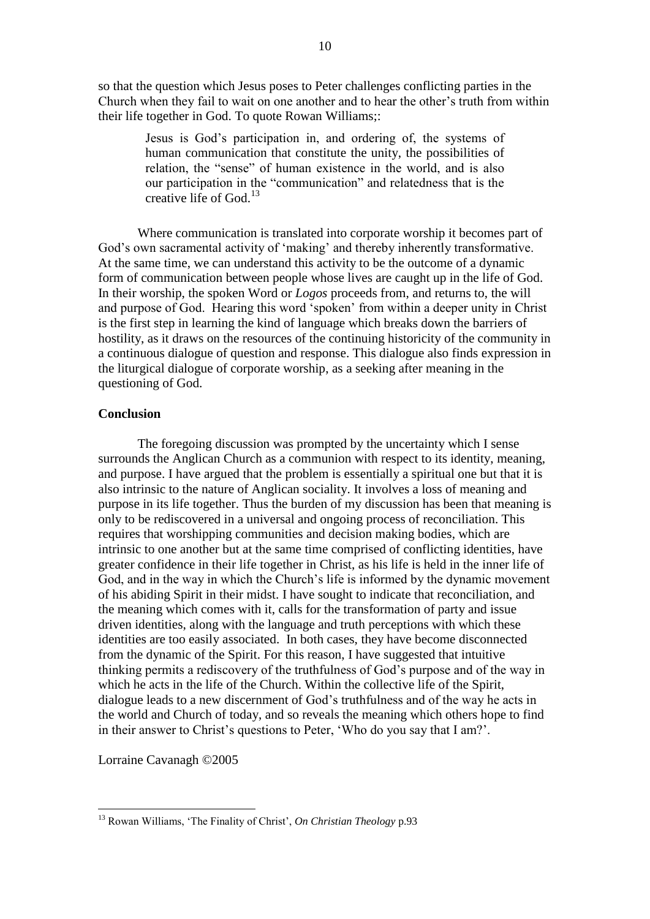so that the question which Jesus poses to Peter challenges conflicting parties in the Church when they fail to wait on one another and to hear the other's truth from within their life together in God. To quote Rowan Williams;:

> Jesus is God's participation in, and ordering of, the systems of human communication that constitute the unity, the possibilities of relation, the "sense" of human existence in the world, and is also our participation in the "communication" and relatedness that is the creative life of God.[13]

Where communication is translated into corporate worship it becomes part of God's own sacramental activity of 'making' and thereby inherently transformative. At the same time, we can understand this activity to be the outcome of a dynamic form of communication between people whose lives are caught up in the life of God. In their worship, the spoken Word or *Logos* proceeds from, and returns to, the will and purpose of God. Hearing this word 'spoken' from within a deeper unity in Christ is the first step in learning the kind of language which breaks down the barriers of hostility, as it draws on the resources of the continuing historicity of the community in a continuous dialogue of question and response. This dialogue also finds expression in the liturgical dialogue of corporate worship, as a seeking after meaning in the questioning of God.

## Conclusion

The foregoing discussion was prompted by the uncertainty which I sense surrounds the Anglican Church as a communion with respect to its identity, meaning, and purpose. I have argued that the problem is essentially a spiritual one but that it is also intrinsic to the nature of Anglican sociality. It involves a loss of meaning and purpose in its life together. Thus the burden of my discussion has been that meaning is only to be rediscovered in a universal and ongoing process of reconciliation. This requires that worshipping communities and decision making bodies, which are intrinsic to one another but at the same time comprised of conflicting identities, have greater confidence in their life together in Christ, as his life is held in the inner life of God, and in the way in which the Church's life is informed by the dynamic movement of his abiding Spirit in their midst. I have sought to indicate that reconciliation, and the meaning which comes with it, calls for the transformation of party and issue driven identities, along with the language and truth perceptions with which these identities are too easily associated. In both cases, they have become disconnected from the dynamic of the Spirit. For this reason, I have suggested that intuitive thinking permits a rediscovery of the truthfulness of God's purpose and of the way in which he acts in the life of the Church. Within the collective life of the Spirit, dialogue leads to a new discernment of God's truthfulness and of the way he acts in the world and Church of today, and so reveals the meaning which others hope to find in their answer to Christ's questions to Peter, 'Who do you say that I am?'.

Lorraine Cavanagh ©2005

---

[13] Rowan Williams, 'The Finality of Christ', *On Christian Theology* p.93